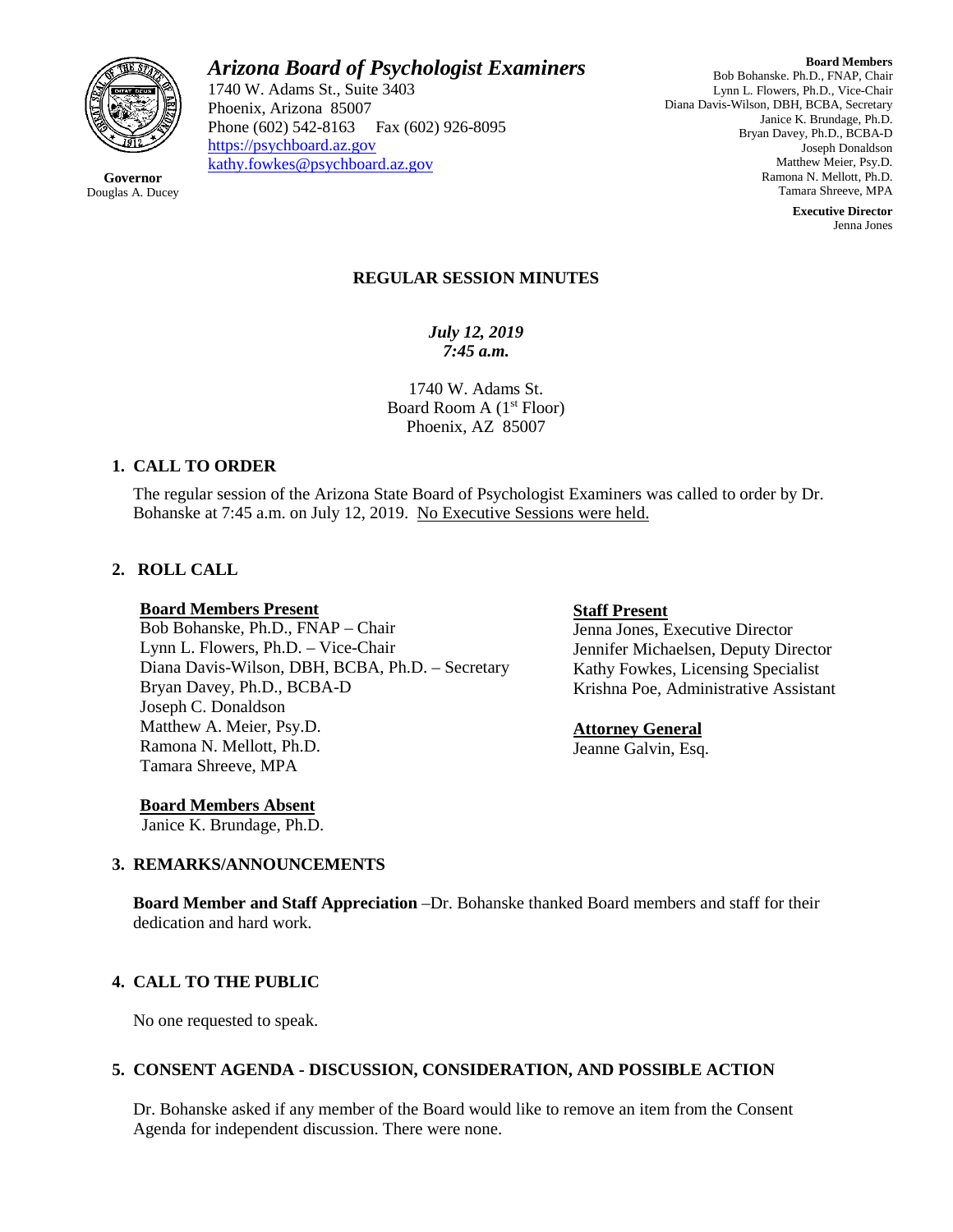# *Arizona Board of Psychologist Examiners*

1740 W. Adams St., Suite 3403
Phoenix, Arizona 85007
Phone (602) 542-8163 Fax (602) 926-8095
https://psychboard.az.gov
kathy.fowkes@psychboard.az.gov

**Governor**
Douglas A. Ducey

**Board Members**
Bob Bohanske. Ph.D., FNAP, Chair
Lynn L. Flowers, Ph.D., Vice-Chair
Diana Davis-Wilson, DBH, BCBA, Secretary
Janice K. Brundage, Ph.D.
Bryan Davey, Ph.D., BCBA-D
Joseph Donaldson
Matthew Meier, Psy.D.
Ramona N. Mellott, Ph.D.
Tamara Shreeve, MPA

**Executive Director**
Jenna Jones

## REGULAR SESSION MINUTES

***July 12, 2019***
***7:45 a.m.***

1740 W. Adams St.
Board Room A (1st Floor)
Phoenix, AZ 85007

### 1. CALL TO ORDER

The regular session of the Arizona State Board of Psychologist Examiners was called to order by Dr. Bohanske at 7:45 a.m. on July 12, 2019. No Executive Sessions were held.

### 2. ROLL CALL

**Board Members Present**
Bob Bohanske, Ph.D., FNAP – Chair
Lynn L. Flowers, Ph.D. – Vice-Chair
Diana Davis-Wilson, DBH, BCBA, Ph.D. – Secretary
Bryan Davey, Ph.D., BCBA-D
Joseph C. Donaldson
Matthew A. Meier, Psy.D.
Ramona N. Mellott, Ph.D.
Tamara Shreeve, MPA

**Board Members Absent**
Janice K. Brundage, Ph.D.

**Staff Present**
Jenna Jones, Executive Director
Jennifer Michaelsen, Deputy Director
Kathy Fowkes, Licensing Specialist
Krishna Poe, Administrative Assistant

**Attorney General**
Jeanne Galvin, Esq.

### 3. REMARKS/ANNOUNCEMENTS

**Board Member and Staff Appreciation** –Dr. Bohanske thanked Board members and staff for their dedication and hard work.

### 4. CALL TO THE PUBLIC

No one requested to speak.

### 5. CONSENT AGENDA - DISCUSSION, CONSIDERATION, AND POSSIBLE ACTION

Dr. Bohanske asked if any member of the Board would like to remove an item from the Consent Agenda for independent discussion. There were none.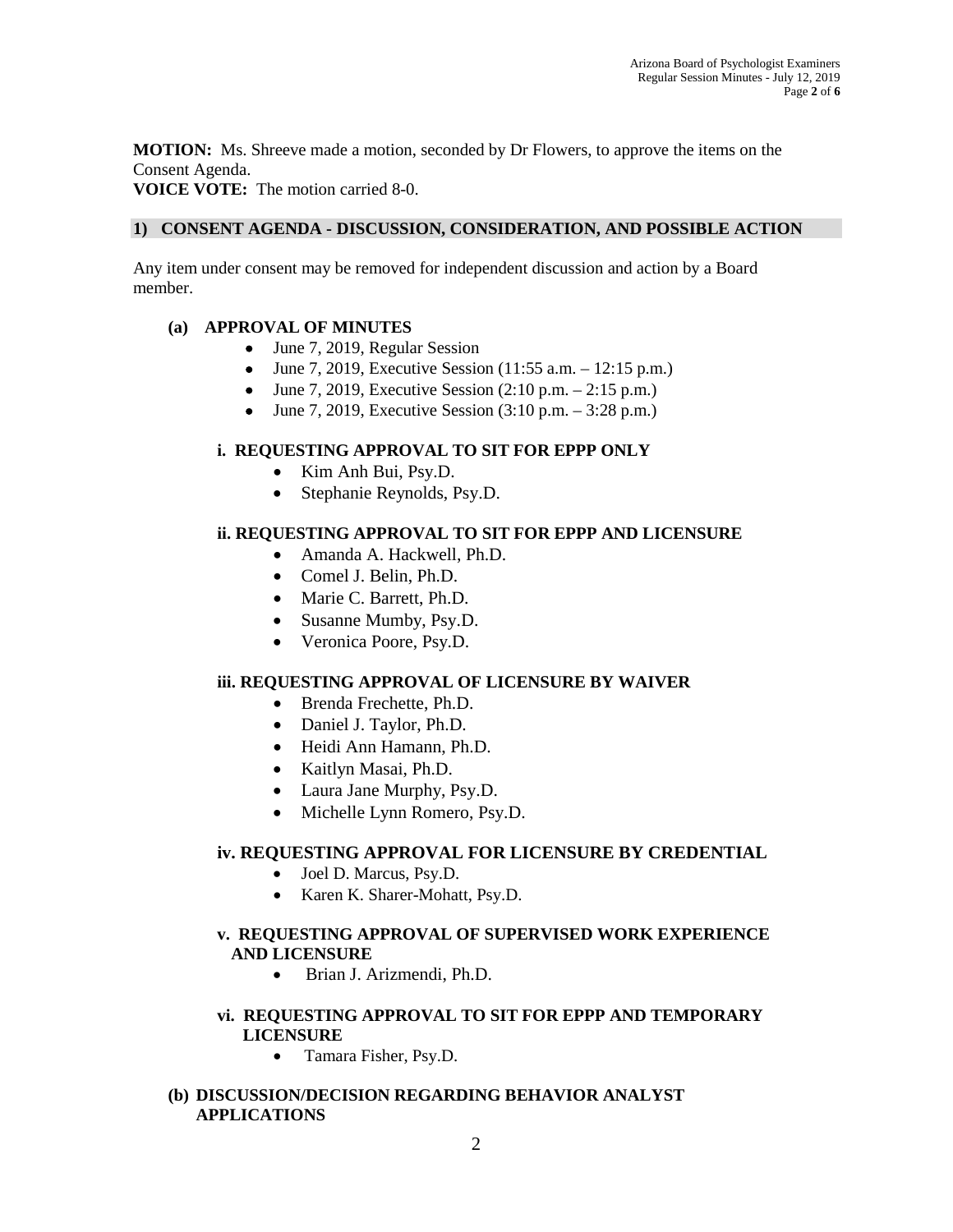**MOTION:** Ms. Shreeve made a motion, seconded by Dr Flowers, to approve the items on the Consent Agenda.
**VOICE VOTE:** The motion carried 8-0.

## 1) CONSENT AGENDA - DISCUSSION, CONSIDERATION, AND POSSIBLE ACTION

Any item under consent may be removed for independent discussion and action by a Board member.

### (a) APPROVAL OF MINUTES

- June 7, 2019, Regular Session
- June 7, 2019, Executive Session (11:55 a.m. – 12:15 p.m.)
- June 7, 2019, Executive Session (2:10 p.m. – 2:15 p.m.)
- June 7, 2019, Executive Session (3:10 p.m. – 3:28 p.m.)

#### i. REQUESTING APPROVAL TO SIT FOR EPPP ONLY

- Kim Anh Bui, Psy.D.
- Stephanie Reynolds, Psy.D.

#### ii. REQUESTING APPROVAL TO SIT FOR EPPP AND LICENSURE

- Amanda A. Hackwell, Ph.D.
- Comel J. Belin, Ph.D.
- Marie C. Barrett, Ph.D.
- Susanne Mumby, Psy.D.
- Veronica Poore, Psy.D.

#### iii. REQUESTING APPROVAL OF LICENSURE BY WAIVER

- Brenda Frechette, Ph.D.
- Daniel J. Taylor, Ph.D.
- Heidi Ann Hamann, Ph.D.
- Kaitlyn Masai, Ph.D.
- Laura Jane Murphy, Psy.D.
- Michelle Lynn Romero, Psy.D.

#### iv. REQUESTING APPROVAL FOR LICENSURE BY CREDENTIAL

- Joel D. Marcus, Psy.D.
- Karen K. Sharer-Mohatt, Psy.D.

#### v. REQUESTING APPROVAL OF SUPERVISED WORK EXPERIENCE AND LICENSURE

- Brian J. Arizmendi, Ph.D.

#### vi. REQUESTING APPROVAL TO SIT FOR EPPP AND TEMPORARY LICENSURE

- Tamara Fisher, Psy.D.

### (b) DISCUSSION/DECISION REGARDING BEHAVIOR ANALYST APPLICATIONS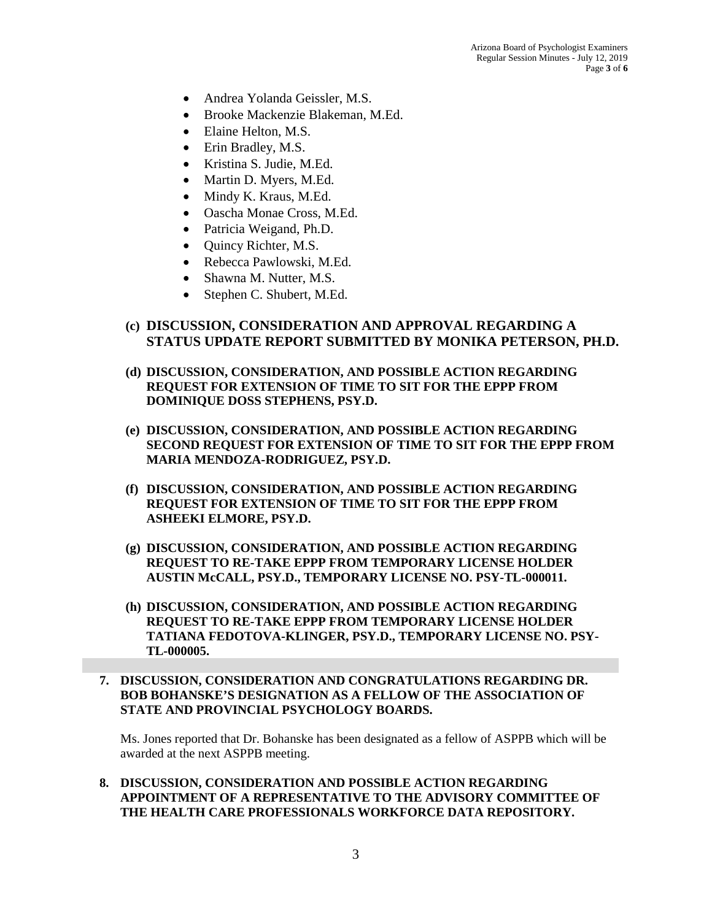- Andrea Yolanda Geissler, M.S.
- Brooke Mackenzie Blakeman, M.Ed.
- Elaine Helton, M.S.
- Erin Bradley, M.S.
- Kristina S. Judie, M.Ed.
- Martin D. Myers, M.Ed.
- Mindy K. Kraus, M.Ed.
- Oascha Monae Cross, M.Ed.
- Patricia Weigand, Ph.D.
- Quincy Richter, M.S.
- Rebecca Pawlowski, M.Ed.
- Shawna M. Nutter, M.S.
- Stephen C. Shubert, M.Ed.

**(c) DISCUSSION, CONSIDERATION AND APPROVAL REGARDING A STATUS UPDATE REPORT SUBMITTED BY MONIKA PETERSON, PH.D.**

**(d) DISCUSSION, CONSIDERATION, AND POSSIBLE ACTION REGARDING REQUEST FOR EXTENSION OF TIME TO SIT FOR THE EPPP FROM DOMINIQUE DOSS STEPHENS, PSY.D.**

**(e) DISCUSSION, CONSIDERATION, AND POSSIBLE ACTION REGARDING SECOND REQUEST FOR EXTENSION OF TIME TO SIT FOR THE EPPP FROM MARIA MENDOZA-RODRIGUEZ, PSY.D.**

**(f) DISCUSSION, CONSIDERATION, AND POSSIBLE ACTION REGARDING REQUEST FOR EXTENSION OF TIME TO SIT FOR THE EPPP FROM ASHEEKI ELMORE, PSY.D.**

**(g) DISCUSSION, CONSIDERATION, AND POSSIBLE ACTION REGARDING REQUEST TO RE-TAKE EPPP FROM TEMPORARY LICENSE HOLDER AUSTIN McCALL, PSY.D., TEMPORARY LICENSE NO. PSY-TL-000011.**

**(h) DISCUSSION, CONSIDERATION, AND POSSIBLE ACTION REGARDING REQUEST TO RE-TAKE EPPP FROM TEMPORARY LICENSE HOLDER TATIANA FEDOTOVA-KLINGER, PSY.D., TEMPORARY LICENSE NO. PSY-TL-000005.**

**7. DISCUSSION, CONSIDERATION AND CONGRATULATIONS REGARDING DR. BOB BOHANSKE'S DESIGNATION AS A FELLOW OF THE ASSOCIATION OF STATE AND PROVINCIAL PSYCHOLOGY BOARDS.**

Ms. Jones reported that Dr. Bohanske has been designated as a fellow of ASPPB which will be awarded at the next ASPPB meeting.

**8. DISCUSSION, CONSIDERATION AND POSSIBLE ACTION REGARDING APPOINTMENT OF A REPRESENTATIVE TO THE ADVISORY COMMITTEE OF THE HEALTH CARE PROFESSIONALS WORKFORCE DATA REPOSITORY.**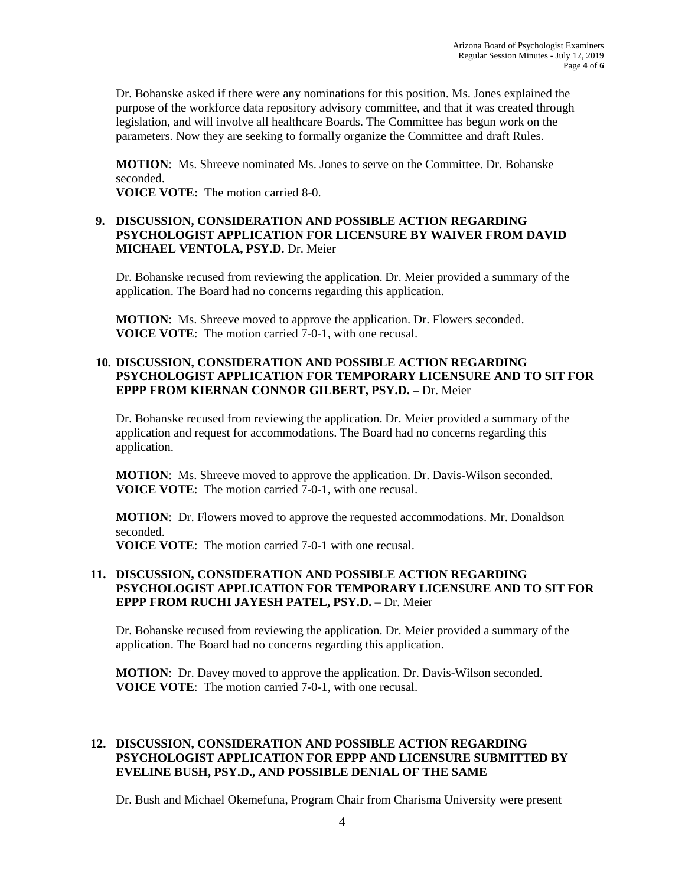Dr. Bohanske asked if there were any nominations for this position. Ms. Jones explained the purpose of the workforce data repository advisory committee, and that it was created through legislation, and will involve all healthcare Boards. The Committee has begun work on the parameters. Now they are seeking to formally organize the Committee and draft Rules.

**MOTION**: Ms. Shreeve nominated Ms. Jones to serve on the Committee. Dr. Bohanske seconded.
**VOICE VOTE:** The motion carried 8-0.

**9. DISCUSSION, CONSIDERATION AND POSSIBLE ACTION REGARDING PSYCHOLOGIST APPLICATION FOR LICENSURE BY WAIVER FROM DAVID MICHAEL VENTOLA, PSY.D.** Dr. Meier

Dr. Bohanske recused from reviewing the application. Dr. Meier provided a summary of the application. The Board had no concerns regarding this application.

**MOTION**: Ms. Shreeve moved to approve the application. Dr. Flowers seconded.
**VOICE VOTE**: The motion carried 7-0-1, with one recusal.

**10. DISCUSSION, CONSIDERATION AND POSSIBLE ACTION REGARDING PSYCHOLOGIST APPLICATION FOR TEMPORARY LICENSURE AND TO SIT FOR EPPP FROM KIERNAN CONNOR GILBERT, PSY.D. –** Dr. Meier

Dr. Bohanske recused from reviewing the application. Dr. Meier provided a summary of the application and request for accommodations. The Board had no concerns regarding this application.

**MOTION**: Ms. Shreeve moved to approve the application. Dr. Davis-Wilson seconded.
**VOICE VOTE**: The motion carried 7-0-1, with one recusal.

**MOTION**: Dr. Flowers moved to approve the requested accommodations. Mr. Donaldson seconded.
**VOICE VOTE**: The motion carried 7-0-1 with one recusal.

**11. DISCUSSION, CONSIDERATION AND POSSIBLE ACTION REGARDING PSYCHOLOGIST APPLICATION FOR TEMPORARY LICENSURE AND TO SIT FOR EPPP FROM RUCHI JAYESH PATEL, PSY.D.** – Dr. Meier

Dr. Bohanske recused from reviewing the application. Dr. Meier provided a summary of the application. The Board had no concerns regarding this application.

**MOTION**: Dr. Davey moved to approve the application. Dr. Davis-Wilson seconded.
**VOICE VOTE**: The motion carried 7-0-1, with one recusal.

**12. DISCUSSION, CONSIDERATION AND POSSIBLE ACTION REGARDING PSYCHOLOGIST APPLICATION FOR EPPP AND LICENSURE SUBMITTED BY EVELINE BUSH, PSY.D., AND POSSIBLE DENIAL OF THE SAME**

Dr. Bush and Michael Okemefuna, Program Chair from Charisma University were present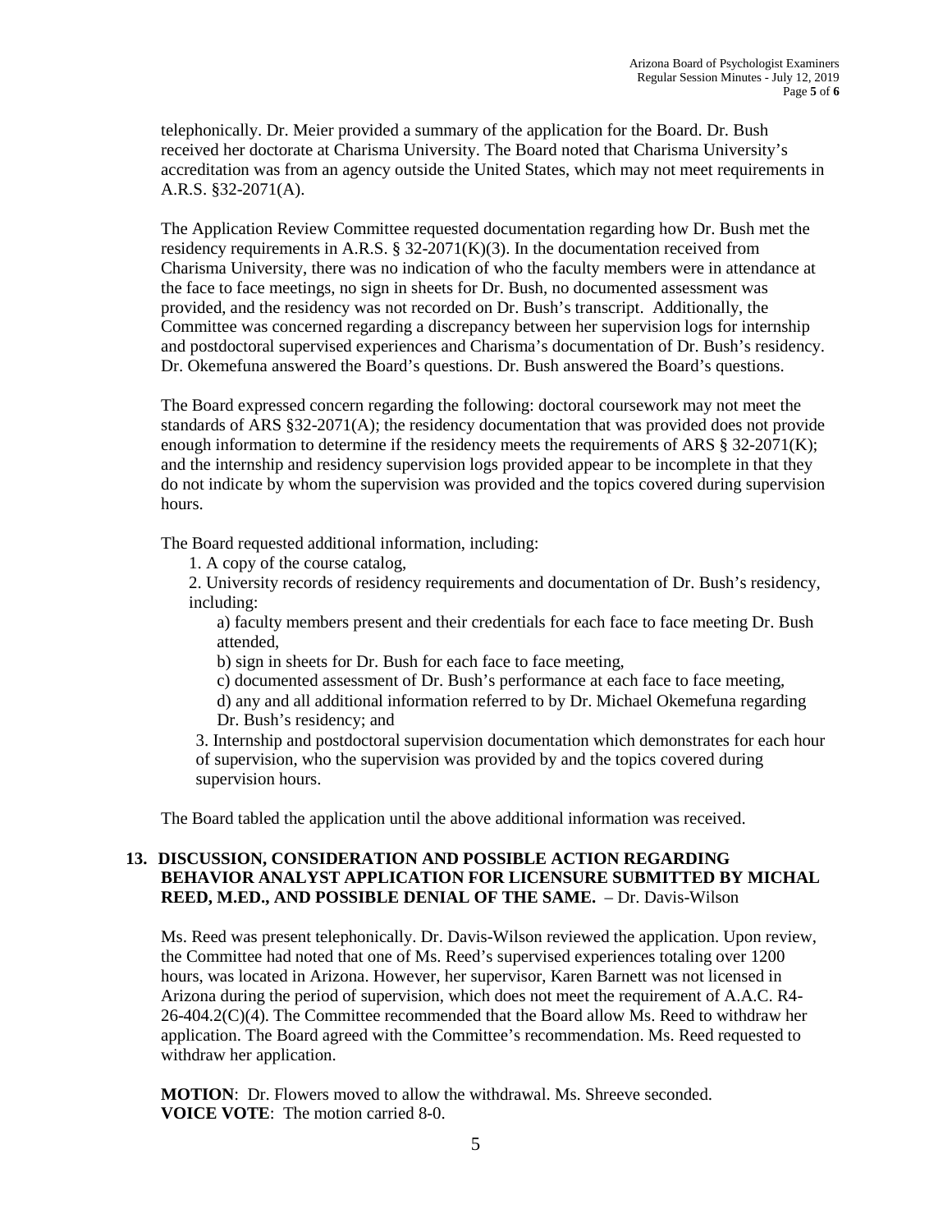telephonically. Dr. Meier provided a summary of the application for the Board. Dr. Bush received her doctorate at Charisma University. The Board noted that Charisma University's accreditation was from an agency outside the United States, which may not meet requirements in A.R.S. §32-2071(A).

The Application Review Committee requested documentation regarding how Dr. Bush met the residency requirements in A.R.S. § 32-2071(K)(3). In the documentation received from Charisma University, there was no indication of who the faculty members were in attendance at the face to face meetings, no sign in sheets for Dr. Bush, no documented assessment was provided, and the residency was not recorded on Dr. Bush's transcript. Additionally, the Committee was concerned regarding a discrepancy between her supervision logs for internship and postdoctoral supervised experiences and Charisma's documentation of Dr. Bush's residency. Dr. Okemefuna answered the Board's questions. Dr. Bush answered the Board's questions.

The Board expressed concern regarding the following: doctoral coursework may not meet the standards of ARS §32-2071(A); the residency documentation that was provided does not provide enough information to determine if the residency meets the requirements of ARS § 32-2071(K); and the internship and residency supervision logs provided appear to be incomplete in that they do not indicate by whom the supervision was provided and the topics covered during supervision hours.

The Board requested additional information, including:

1. A copy of the course catalog,
2. University records of residency requirements and documentation of Dr. Bush's residency, including:
   a) faculty members present and their credentials for each face to face meeting Dr. Bush attended,
   b) sign in sheets for Dr. Bush for each face to face meeting,
   c) documented assessment of Dr. Bush's performance at each face to face meeting,
   d) any and all additional information referred to by Dr. Michael Okemefuna regarding Dr. Bush's residency; and
3. Internship and postdoctoral supervision documentation which demonstrates for each hour of supervision, who the supervision was provided by and the topics covered during supervision hours.

The Board tabled the application until the above additional information was received.

## 13. DISCUSSION, CONSIDERATION AND POSSIBLE ACTION REGARDING BEHAVIOR ANALYST APPLICATION FOR LICENSURE SUBMITTED BY MICHAL REED, M.ED., AND POSSIBLE DENIAL OF THE SAME. – Dr. Davis-Wilson

Ms. Reed was present telephonically. Dr. Davis-Wilson reviewed the application. Upon review, the Committee had noted that one of Ms. Reed's supervised experiences totaling over 1200 hours, was located in Arizona. However, her supervisor, Karen Barnett was not licensed in Arizona during the period of supervision, which does not meet the requirement of A.A.C. R4-26-404.2(C)(4). The Committee recommended that the Board allow Ms. Reed to withdraw her application. The Board agreed with the Committee's recommendation. Ms. Reed requested to withdraw her application.

**MOTION**: Dr. Flowers moved to allow the withdrawal. Ms. Shreeve seconded.
**VOICE VOTE**: The motion carried 8-0.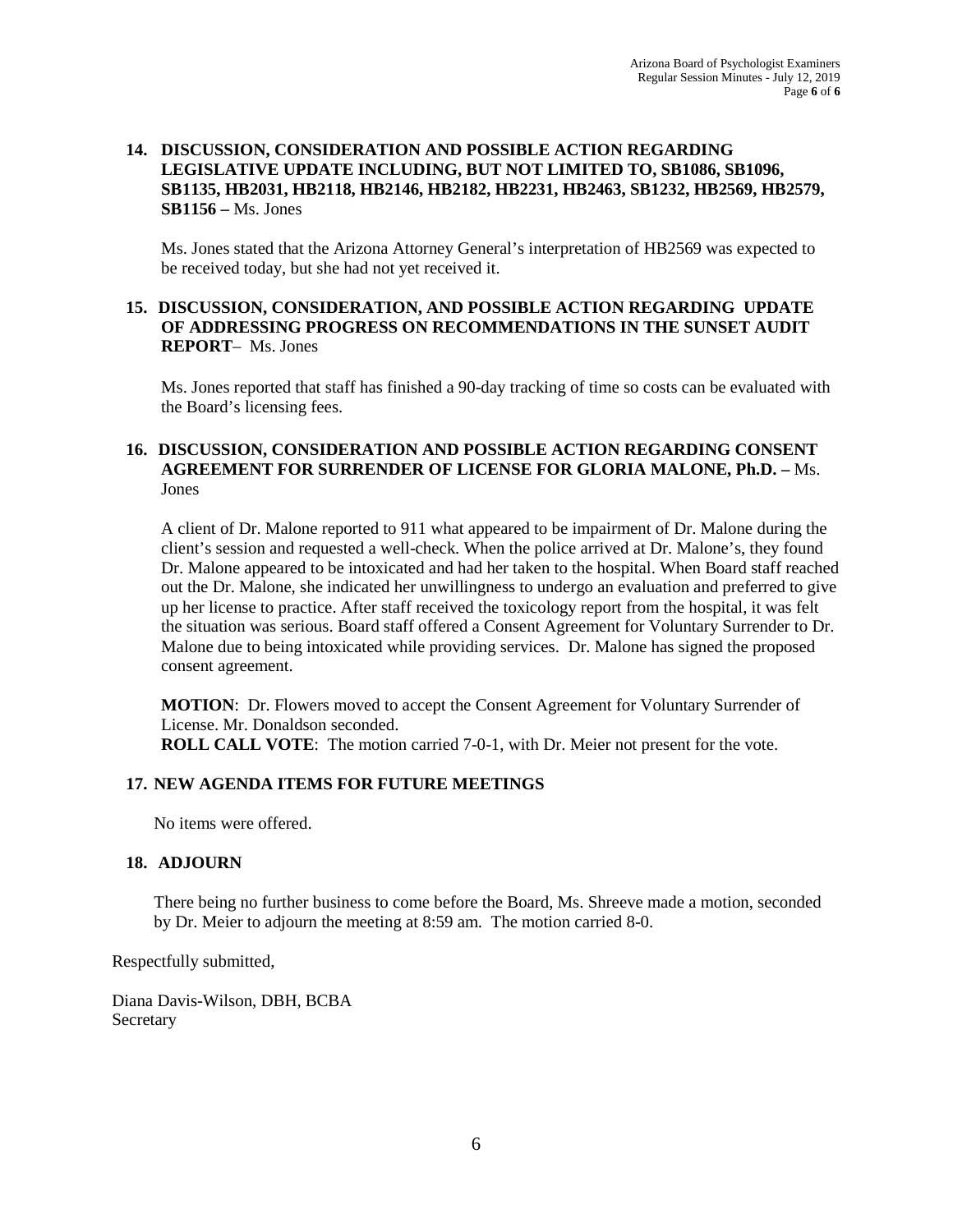**14. DISCUSSION, CONSIDERATION AND POSSIBLE ACTION REGARDING LEGISLATIVE UPDATE INCLUDING, BUT NOT LIMITED TO, SB1086, SB1096, SB1135, HB2031, HB2118, HB2146, HB2182, HB2231, HB2463, SB1232, HB2569, HB2579, SB1156 –** Ms. Jones

Ms. Jones stated that the Arizona Attorney General's interpretation of HB2569 was expected to be received today, but she had not yet received it.

**15. DISCUSSION, CONSIDERATION, AND POSSIBLE ACTION REGARDING UPDATE OF ADDRESSING PROGRESS ON RECOMMENDATIONS IN THE SUNSET AUDIT REPORT**– Ms. Jones

Ms. Jones reported that staff has finished a 90-day tracking of time so costs can be evaluated with the Board's licensing fees.

**16. DISCUSSION, CONSIDERATION AND POSSIBLE ACTION REGARDING CONSENT AGREEMENT FOR SURRENDER OF LICENSE FOR GLORIA MALONE, Ph.D. –** Ms. Jones

A client of Dr. Malone reported to 911 what appeared to be impairment of Dr. Malone during the client's session and requested a well-check. When the police arrived at Dr. Malone's, they found Dr. Malone appeared to be intoxicated and had her taken to the hospital. When Board staff reached out the Dr. Malone, she indicated her unwillingness to undergo an evaluation and preferred to give up her license to practice. After staff received the toxicology report from the hospital, it was felt the situation was serious. Board staff offered a Consent Agreement for Voluntary Surrender to Dr. Malone due to being intoxicated while providing services. Dr. Malone has signed the proposed consent agreement.

**MOTION**: Dr. Flowers moved to accept the Consent Agreement for Voluntary Surrender of License. Mr. Donaldson seconded.
**ROLL CALL VOTE**: The motion carried 7-0-1, with Dr. Meier not present for the vote.

**17. NEW AGENDA ITEMS FOR FUTURE MEETINGS**

No items were offered.

**18. ADJOURN**

There being no further business to come before the Board, Ms. Shreeve made a motion, seconded by Dr. Meier to adjourn the meeting at 8:59 am. The motion carried 8-0.

Respectfully submitted,

Diana Davis-Wilson, DBH, BCBA
Secretary